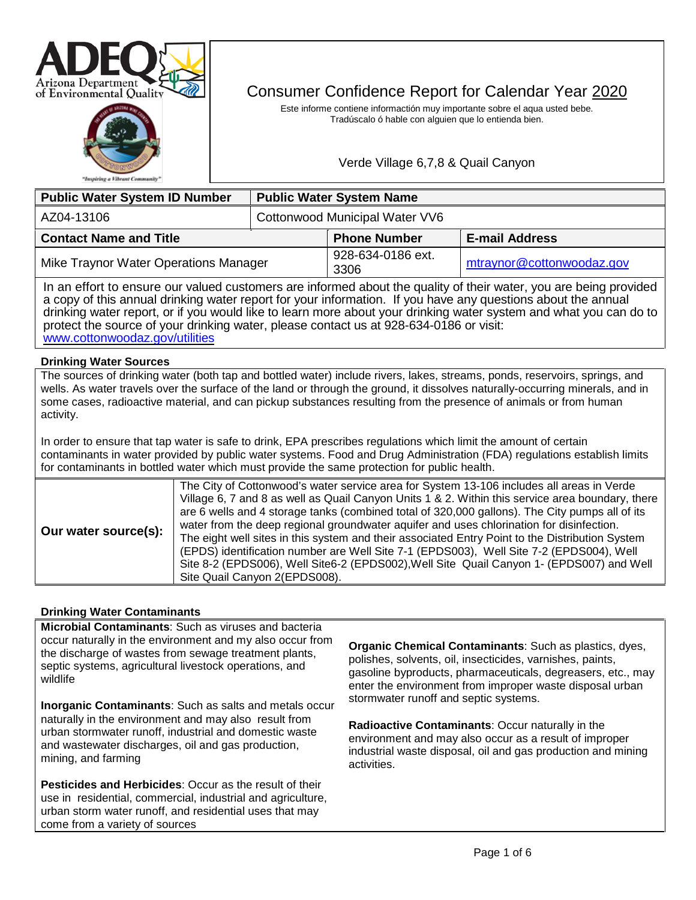# Consumer Confidence Report for Calendar Year 2020

Este informe contiene información muy importante sobre el aqua usted bebe. Tradúscalo ó hable con alguien que lo entienda bien.

Verde Village 6,7,8 & Quail Canyon

| Public Water System ID Number | Public Water System Name | |
|---|---|---|
| AZ04-13106 | Cottonwood Municipal Water VV6 | |
| **Contact Name and Title** | **Phone Number** | **E-mail Address** |
| Mike Traynor Water Operations Manager | 928-634-0186 ext. 3306 | mtraynor@cottonwoodaz.gov |

In an effort to ensure our valued customers are informed about the quality of their water, you are being provided a copy of this annual drinking water report for your information. If you have any questions about the annual drinking water report, or if you would like to learn more about your drinking water system and what you can do to protect the source of your drinking water, please contact us at 928-634-0186 or visit: www.cottonwoodaz.gov/utilities

### Drinking Water Sources

The sources of drinking water (both tap and bottled water) include rivers, lakes, streams, ponds, reservoirs, springs, and wells. As water travels over the surface of the land or through the ground, it dissolves naturally-occurring minerals, and in some cases, radioactive material, and can pickup substances resulting from the presence of animals or from human activity.

In order to ensure that tap water is safe to drink, EPA prescribes regulations which limit the amount of certain contaminants in water provided by public water systems. Food and Drug Administration (FDA) regulations establish limits for contaminants in bottled water which must provide the same protection for public health.

**Our water source(s):** The City of Cottonwood's water service area for System 13-106 includes all areas in Verde Village 6, 7 and 8 as well as Quail Canyon Units 1 & 2. Within this service area boundary, there are 6 wells and 4 storage tanks (combined total of 320,000 gallons). The City pumps all of its water from the deep regional groundwater aquifer and uses chlorination for disinfection. The eight well sites in this system and their associated Entry Point to the Distribution System (EPDS) identification number are Well Site 7-1 (EPDS003), Well Site 7-2 (EPDS004), Well Site 8-2 (EPDS006), Well Site6-2 (EPDS002),Well Site Quail Canyon 1- (EPDS007) and Well Site Quail Canyon 2(EPDS008).

### Drinking Water Contaminants

**Microbial Contaminants**: Such as viruses and bacteria occur naturally in the environment and my also occur from the discharge of wastes from sewage treatment plants, septic systems, agricultural livestock operations, and wildlife

**Inorganic Contaminants**: Such as salts and metals occur naturally in the environment and may also result from urban stormwater runoff, industrial and domestic waste and wastewater discharges, oil and gas production, mining, and farming

**Pesticides and Herbicides**: Occur as the result of their use in residential, commercial, industrial and agriculture, urban storm water runoff, and residential uses that may come from a variety of sources

**Organic Chemical Contaminants**: Such as plastics, dyes, polishes, solvents, oil, insecticides, varnishes, paints, gasoline byproducts, pharmaceuticals, degreasers, etc., may enter the environment from improper waste disposal urban stormwater runoff and septic systems.

**Radioactive Contaminants**: Occur naturally in the environment and may also occur as a result of improper industrial waste disposal, oil and gas production and mining activities.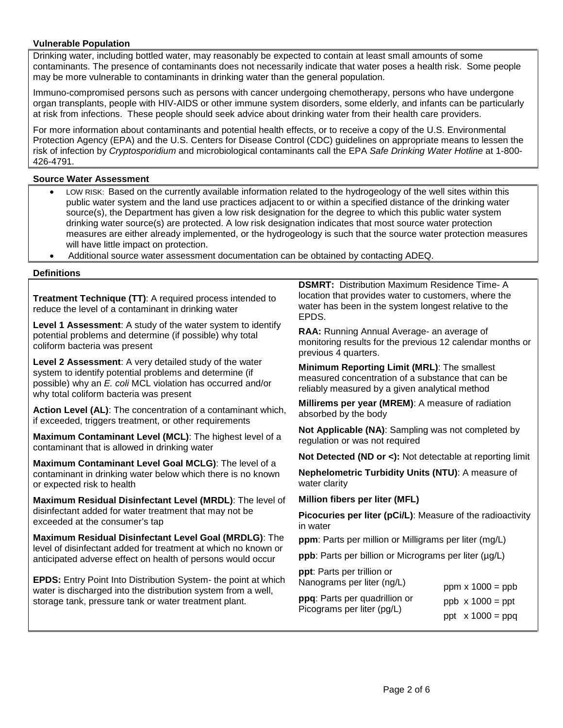## Vulnerable Population

Drinking water, including bottled water, may reasonably be expected to contain at least small amounts of some contaminants. The presence of contaminants does not necessarily indicate that water poses a health risk. Some people may be more vulnerable to contaminants in drinking water than the general population.

Immuno-compromised persons such as persons with cancer undergoing chemotherapy, persons who have undergone organ transplants, people with HIV-AIDS or other immune system disorders, some elderly, and infants can be particularly at risk from infections. These people should seek advice about drinking water from their health care providers.

For more information about contaminants and potential health effects, or to receive a copy of the U.S. Environmental Protection Agency (EPA) and the U.S. Centers for Disease Control (CDC) guidelines on appropriate means to lessen the risk of infection by *Cryptosporidium* and microbiological contaminants call the EPA *Safe Drinking Water Hotline* at 1-800-426-4791.

## Source Water Assessment

- LOW RISK: Based on the currently available information related to the hydrogeology of the well sites within this public water system and the land use practices adjacent to or within a specified distance of the drinking water source(s), the Department has given a low risk designation for the degree to which this public water system drinking water source(s) are protected. A low risk designation indicates that most source water protection measures are either already implemented, or the hydrogeology is such that the source water protection measures will have little impact on protection.
- Additional source water assessment documentation can be obtained by contacting ADEQ.

## Definitions

**Treatment Technique (TT)**: A required process intended to reduce the level of a contaminant in drinking water

**Level 1 Assessment**: A study of the water system to identify potential problems and determine (if possible) why total coliform bacteria was present

**Level 2 Assessment**: A very detailed study of the water system to identify potential problems and determine (if possible) why an *E. coli* MCL violation has occurred and/or why total coliform bacteria was present

**Action Level (AL)**: The concentration of a contaminant which, if exceeded, triggers treatment, or other requirements

**Maximum Contaminant Level (MCL)**: The highest level of a contaminant that is allowed in drinking water

**Maximum Contaminant Level Goal MCLG)**: The level of a contaminant in drinking water below which there is no known or expected risk to health

**Maximum Residual Disinfectant Level (MRDL)**: The level of disinfectant added for water treatment that may not be exceeded at the consumer's tap

**Maximum Residual Disinfectant Level Goal (MRDLG)**: The level of disinfectant added for treatment at which no known or anticipated adverse effect on health of persons would occur

**EPDS:** Entry Point Into Distribution System- the point at which water is discharged into the distribution system from a well, storage tank, pressure tank or water treatment plant.

**DSMRT:** Distribution Maximum Residence Time- A location that provides water to customers, where the water has been in the system longest relative to the EPDS.

**RAA:** Running Annual Average- an average of monitoring results for the previous 12 calendar months or previous 4 quarters.

**Minimum Reporting Limit (MRL)**: The smallest measured concentration of a substance that can be reliably measured by a given analytical method

**Millirems per year (MREM)**: A measure of radiation absorbed by the body

**Not Applicable (NA)**: Sampling was not completed by regulation or was not required

**Not Detected (ND or <):** Not detectable at reporting limit

**Nephelometric Turbidity Units (NTU)**: A measure of water clarity

**Million fibers per liter (MFL)**

**Picocuries per liter (pCi/L)**: Measure of the radioactivity in water

**ppm**: Parts per million or Milligrams per liter (mg/L)

**ppb**: Parts per billion or Micrograms per liter (µg/L)

**ppt**: Parts per trillion or Nanograms per liter (ng/L)

**ppq**: Parts per quadrillion or Picograms per liter (pg/L)

ppm x 1000 = ppb

ppb x 1000 = ppt

ppt x 1000 = ppq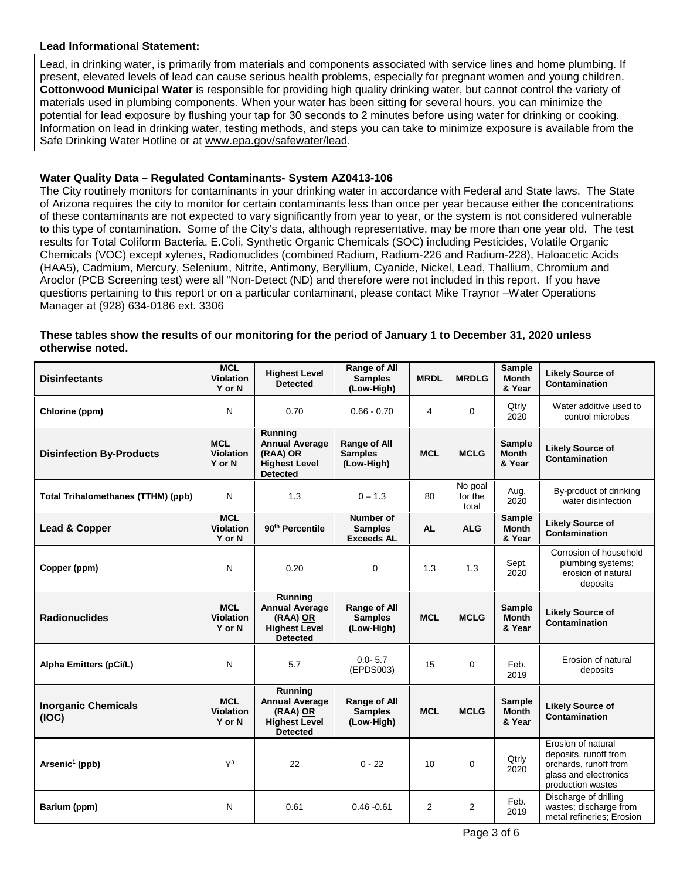**Lead Informational Statement:**

Lead, in drinking water, is primarily from materials and components associated with service lines and home plumbing. If present, elevated levels of lead can cause serious health problems, especially for pregnant women and young children. **Cottonwood Municipal Water** is responsible for providing high quality drinking water, but cannot control the variety of materials used in plumbing components. When your water has been sitting for several hours, you can minimize the potential for lead exposure by flushing your tap for 30 seconds to 2 minutes before using water for drinking or cooking. Information on lead in drinking water, testing methods, and steps you can take to minimize exposure is available from the Safe Drinking Water Hotline or at www.epa.gov/safewater/lead.

**Water Quality Data – Regulated Contaminants- System AZ0413-106**

The City routinely monitors for contaminants in your drinking water in accordance with Federal and State laws. The State of Arizona requires the city to monitor for certain contaminants less than once per year because either the concentrations of these contaminants are not expected to vary significantly from year to year, or the system is not considered vulnerable to this type of contamination. Some of the City's data, although representative, may be more than one year old. The test results for Total Coliform Bacteria, E.Coli, Synthetic Organic Chemicals (SOC) including Pesticides, Volatile Organic Chemicals (VOC) except xylenes, Radionuclides (combined Radium, Radium-226 and Radium-228), Haloacetic Acids (HAA5), Cadmium, Mercury, Selenium, Nitrite, Antimony, Beryllium, Cyanide, Nickel, Lead, Thallium, Chromium and Aroclor (PCB Screening test) were all "Non-Detect (ND) and therefore were not included in this report. If you have questions pertaining to this report or on a particular contaminant, please contact Mike Traynor –Water Operations Manager at (928) 634-0186 ext. 3306

**These tables show the results of our monitoring for the period of January 1 to December 31, 2020 unless otherwise noted.**

| **Disinfectants** | **MCL Violation Y or N** | **Highest Level Detected** | **Range of All Samples (Low-High)** | **MRDL** | **MRDLG** | **Sample Month & Year** | **Likely Source of Contamination** |
|---|---|---|---|---|---|---|---|
| **Chlorine (ppm)** | N | 0.70 | 0.66 - 0.70 | 4 | 0 | Qtrly 2020 | Water additive used to control microbes |
| **Disinfection By-Products** | **MCL Violation Y or N** | **Running Annual Average (RAA) OR Highest Level Detected** | **Range of All Samples (Low-High)** | **MCL** | **MCLG** | **Sample Month & Year** | **Likely Source of Contamination** |
| **Total Trihalomethanes (TTHM) (ppb)** | N | 1.3 | 0 – 1.3 | 80 | No goal for the total | Aug. 2020 | By-product of drinking water disinfection |
| **Lead & Copper** | **MCL Violation Y or N** | **90th Percentile** | **Number of Samples Exceeds AL** | **AL** | **ALG** | **Sample Month & Year** | **Likely Source of Contamination** |
| **Copper (ppm)** | N | 0.20 | 0 | 1.3 | 1.3 | Sept. 2020 | Corrosion of household plumbing systems; erosion of natural deposits |
| **Radionuclides** | **MCL Violation Y or N** | **Running Annual Average (RAA) OR Highest Level Detected** | **Range of All Samples (Low-High)** | **MCL** | **MCLG** | **Sample Month & Year** | **Likely Source of Contamination** |
| **Alpha Emitters (pCi/L)** | N | 5.7 | 0.0- 5.7 (EPDS003) | 15 | 0 | Feb. 2019 | Erosion of natural deposits |
| **Inorganic Chemicals (IOC)** | **MCL Violation Y or N** | **Running Annual Average (RAA) OR Highest Level Detected** | **Range of All Samples (Low-High)** | **MCL** | **MCLG** | **Sample Month & Year** | **Likely Source of Contamination** |
| **Arsenic[1] (ppb)** | Y[3] | 22 | 0 - 22 | 10 | 0 | Qtrly 2020 | Erosion of natural deposits, runoff from orchards, runoff from glass and electronics production wastes |
| **Barium (ppm)** | N | 0.61 | 0.46 -0.61 | 2 | 2 | Feb. 2019 | Discharge of drilling wastes; discharge from metal refineries; Erosion |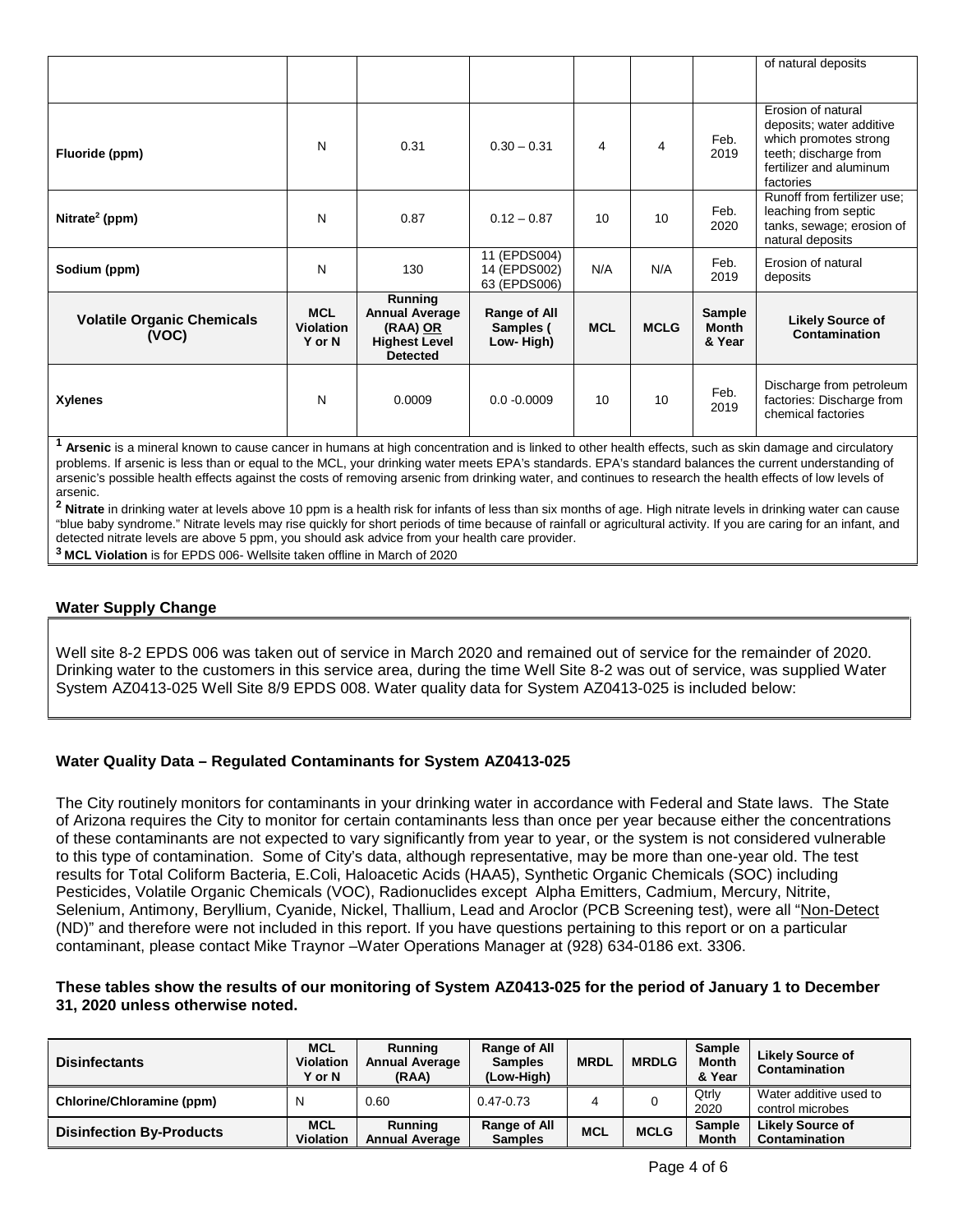| | | | | | | | of natural deposits |
|---|---|---|---|---|---|---|---|
| Fluoride (ppm) | N | 0.31 | 0.30 – 0.31 | 4 | 4 | Feb. 2019 | Erosion of natural deposits; water additive which promotes strong teeth; discharge from fertilizer and aluminum factories |
| Nitrate[2] (ppm) | N | 0.87 | 0.12 – 0.87 | 10 | 10 | Feb. 2020 | Runoff from fertilizer use; leaching from septic tanks, sewage; erosion of natural deposits |
| Sodium (ppm) | N | 130 | 11 (EPDS004) 14 (EPDS002) 63 (EPDS006) | N/A | N/A | Feb. 2019 | Erosion of natural deposits |
| **Volatile Organic Chemicals (VOC)** | **MCL Violation Y or N** | **Running Annual Average (RAA) OR Highest Level Detected** | **Range of All Samples ( Low- High)** | **MCL** | **MCLG** | **Sample Month & Year** | **Likely Source of Contamination** |
| Xylenes | N | 0.0009 | 0.0 -0.0009 | 10 | 10 | Feb. 2019 | Discharge from petroleum factories: Discharge from chemical factories |

[1] **Arsenic** is a mineral known to cause cancer in humans at high concentration and is linked to other health effects, such as skin damage and circulatory problems. If arsenic is less than or equal to the MCL, your drinking water meets EPA's standards. EPA's standard balances the current understanding of arsenic's possible health effects against the costs of removing arsenic from drinking water, and continues to research the health effects of low levels of arsenic.

[2] **Nitrate** in drinking water at levels above 10 ppm is a health risk for infants of less than six months of age. High nitrate levels in drinking water can cause "blue baby syndrome." Nitrate levels may rise quickly for short periods of time because of rainfall or agricultural activity. If you are caring for an infant, and detected nitrate levels are above 5 ppm, you should ask advice from your health care provider.

[3] **MCL Violation** is for EPDS 006- Wellsite taken offline in March of 2020

## Water Supply Change

Well site 8-2 EPDS 006 was taken out of service in March 2020 and remained out of service for the remainder of 2020. Drinking water to the customers in this service area, during the time Well Site 8-2 was out of service, was supplied Water System AZ0413-025 Well Site 8/9 EPDS 008. Water quality data for System AZ0413-025 is included below:

## Water Quality Data – Regulated Contaminants for System AZ0413-025

The City routinely monitors for contaminants in your drinking water in accordance with Federal and State laws. The State of Arizona requires the City to monitor for certain contaminants less than once per year because either the concentrations of these contaminants are not expected to vary significantly from year to year, or the system is not considered vulnerable to this type of contamination. Some of City's data, although representative, may be more than one-year old. The test results for Total Coliform Bacteria, E.Coli, Haloacetic Acids (HAA5), Synthetic Organic Chemicals (SOC) including Pesticides, Volatile Organic Chemicals (VOC), Radionuclides except Alpha Emitters, Cadmium, Mercury, Nitrite, Selenium, Antimony, Beryllium, Cyanide, Nickel, Thallium, Lead and Aroclor (PCB Screening test), were all "Non-Detect (ND)" and therefore were not included in this report. If you have questions pertaining to this report or on a particular contaminant, please contact Mike Traynor –Water Operations Manager at (928) 634-0186 ext. 3306.

**These tables show the results of our monitoring of System AZ0413-025 for the period of January 1 to December 31, 2020 unless otherwise noted.**

| Disinfectants | MCL Violation Y or N | Running Annual Average (RAA) | Range of All Samples (Low-High) | MRDL | MRDLG | Sample Month & Year | Likely Source of Contamination |
|---|---|---|---|---|---|---|---|
| Chlorine/Chloramine (ppm) | N | 0.60 | 0.47-0.73 | 4 | 0 | Qtrly 2020 | Water additive used to control microbes |
| **Disinfection By-Products** | **MCL Violation** | **Running Annual Average** | **Range of All Samples** | **MCL** | **MCLG** | **Sample Month** | **Likely Source of Contamination** |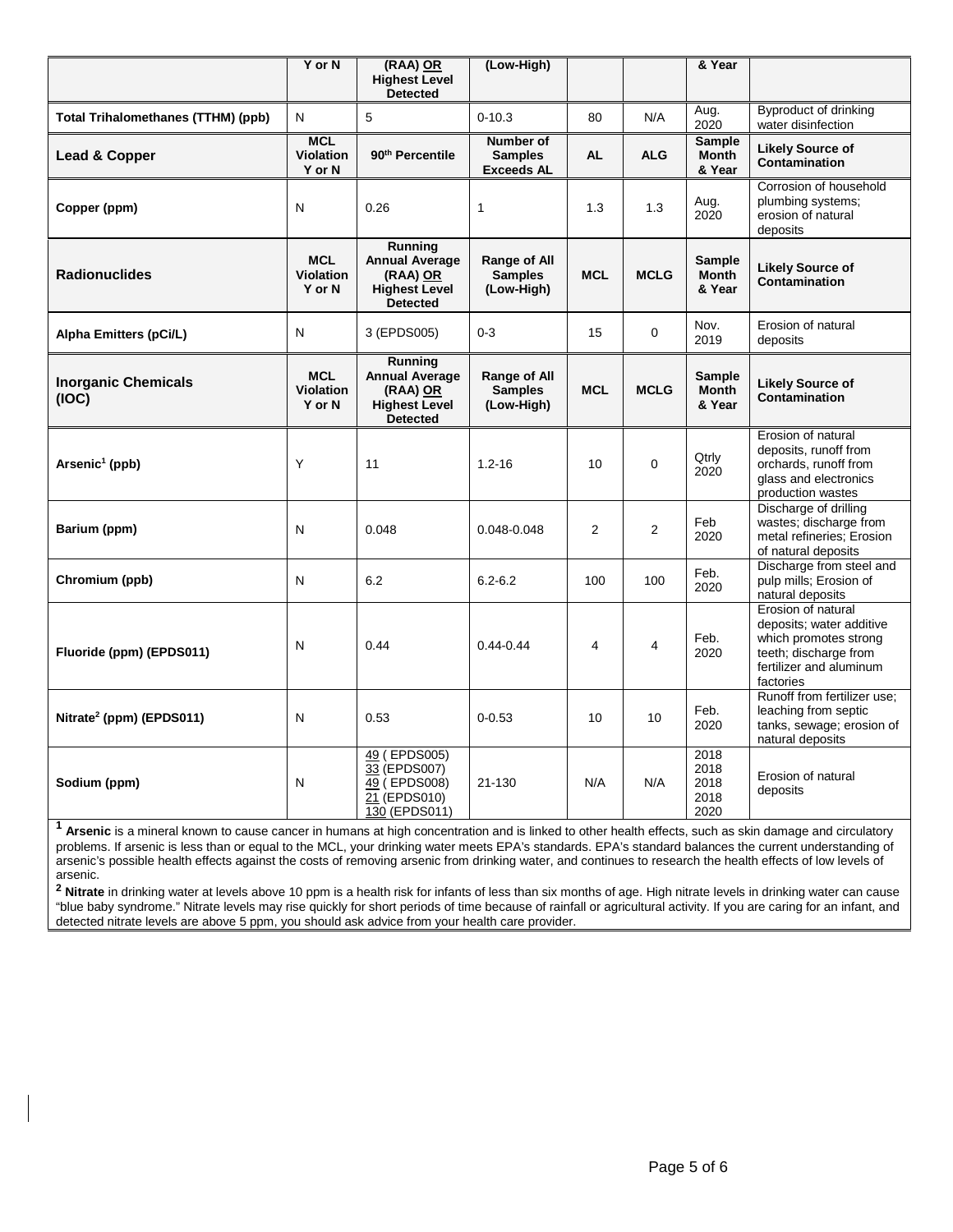| | Y or N | (RAA) OR Highest Level Detected | (Low-High) | | | & Year | |
|---|---|---|---|---|---|---|---|
| **Total Trihalomethanes (TTHM) (ppb)** | N | 5 | 0-10.3 | 80 | N/A | Aug. 2020 | Byproduct of drinking water disinfection |
| **Lead & Copper** | **MCL Violation Y or N** | **90th Percentile** | **Number of Samples Exceeds AL** | **AL** | **ALG** | **Sample Month & Year** | **Likely Source of Contamination** |
| **Copper (ppm)** | N | 0.26 | 1 | 1.3 | 1.3 | Aug. 2020 | Corrosion of household plumbing systems; erosion of natural deposits |
| **Radionuclides** | **MCL Violation Y or N** | **Running Annual Average (RAA) OR Highest Level Detected** | **Range of All Samples (Low-High)** | **MCL** | **MCLG** | **Sample Month & Year** | **Likely Source of Contamination** |
| **Alpha Emitters (pCi/L)** | N | 3 (EPDS005) | 0-3 | 15 | 0 | Nov. 2019 | Erosion of natural deposits |
| **Inorganic Chemicals (IOC)** | **MCL Violation Y or N** | **Running Annual Average (RAA) OR Highest Level Detected** | **Range of All Samples (Low-High)** | **MCL** | **MCLG** | **Sample Month & Year** | **Likely Source of Contamination** |
| **Arsenic[1] (ppb)** | Y | 11 | 1.2-16 | 10 | 0 | Qtrly 2020 | Erosion of natural deposits, runoff from orchards, runoff from glass and electronics production wastes |
| **Barium (ppm)** | N | 0.048 | 0.048-0.048 | 2 | 2 | Feb 2020 | Discharge of drilling wastes; discharge from metal refineries; Erosion of natural deposits |
| **Chromium (ppb)** | N | 6.2 | 6.2-6.2 | 100 | 100 | Feb. 2020 | Discharge from steel and pulp mills; Erosion of natural deposits |
| **Fluoride (ppm) (EPDS011)** | N | 0.44 | 0.44-0.44 | 4 | 4 | Feb. 2020 | Erosion of natural deposits; water additive which promotes strong teeth; discharge from fertilizer and aluminum factories |
| **Nitrate[2] (ppm) (EPDS011)** | N | 0.53 | 0-0.53 | 10 | 10 | Feb. 2020 | Runoff from fertilizer use; leaching from septic tanks, sewage; erosion of natural deposits |
| **Sodium (ppm)** | N | 49 ( EPDS005)<br>33 (EPDS007)<br>49 ( EPDS008)<br>21 (EPDS010)<br>130 (EPDS011) | 21-130 | N/A | N/A | 2018<br>2018<br>2018<br>2018<br>2020 | Erosion of natural deposits |

[1] **Arsenic** is a mineral known to cause cancer in humans at high concentration and is linked to other health effects, such as skin damage and circulatory problems. If arsenic is less than or equal to the MCL, your drinking water meets EPA's standards. EPA's standard balances the current understanding of arsenic's possible health effects against the costs of removing arsenic from drinking water, and continues to research the health effects of low levels of arsenic.

[2] **Nitrate** in drinking water at levels above 10 ppm is a health risk for infants of less than six months of age. High nitrate levels in drinking water can cause "blue baby syndrome." Nitrate levels may rise quickly for short periods of time because of rainfall or agricultural activity. If you are caring for an infant, and detected nitrate levels are above 5 ppm, you should ask advice from your health care provider.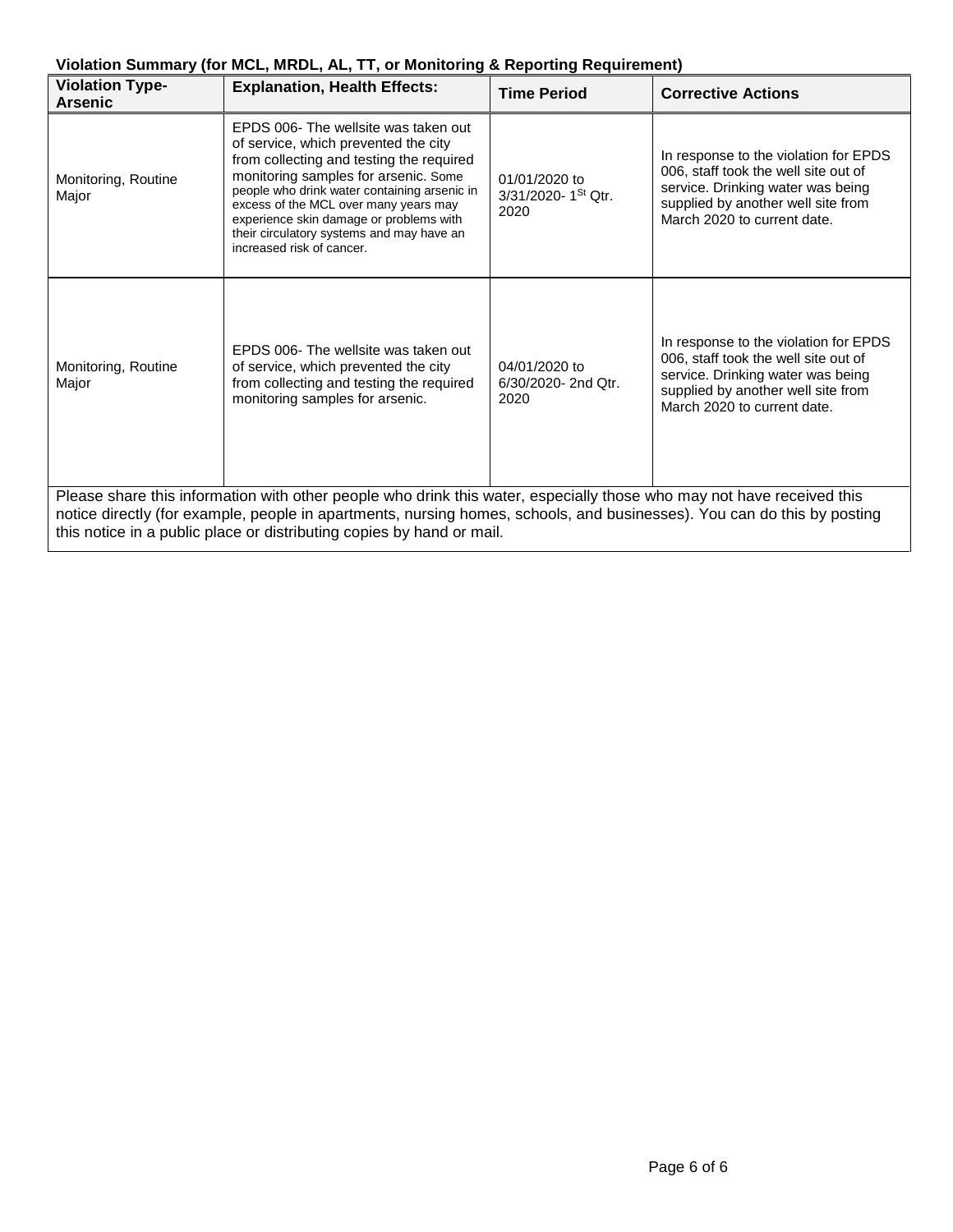**Violation Summary (for MCL, MRDL, AL, TT, or Monitoring & Reporting Requirement)**

| Violation Type- Arsenic | Explanation, Health Effects: | Time Period | Corrective Actions |
|---|---|---|---|
| Monitoring, Routine Major | EPDS 006- The wellsite was taken out of service, which prevented the city from collecting and testing the required monitoring samples for arsenic. Some people who drink water containing arsenic in excess of the MCL over many years may experience skin damage or problems with their circulatory systems and may have an increased risk of cancer. | 01/01/2020 to 3/31/2020- 1St Qtr. 2020 | In response to the violation for EPDS 006, staff took the well site out of service. Drinking water was being supplied by another well site from March 2020 to current date. |
| Monitoring, Routine Major | EPDS 006- The wellsite was taken out of service, which prevented the city from collecting and testing the required monitoring samples for arsenic. | 04/01/2020 to 6/30/2020- 2nd Qtr. 2020 | In response to the violation for EPDS 006, staff took the well site out of service. Drinking water was being supplied by another well site from March 2020 to current date. |

Please share this information with other people who drink this water, especially those who may not have received this notice directly (for example, people in apartments, nursing homes, schools, and businesses). You can do this by posting this notice in a public place or distributing copies by hand or mail.